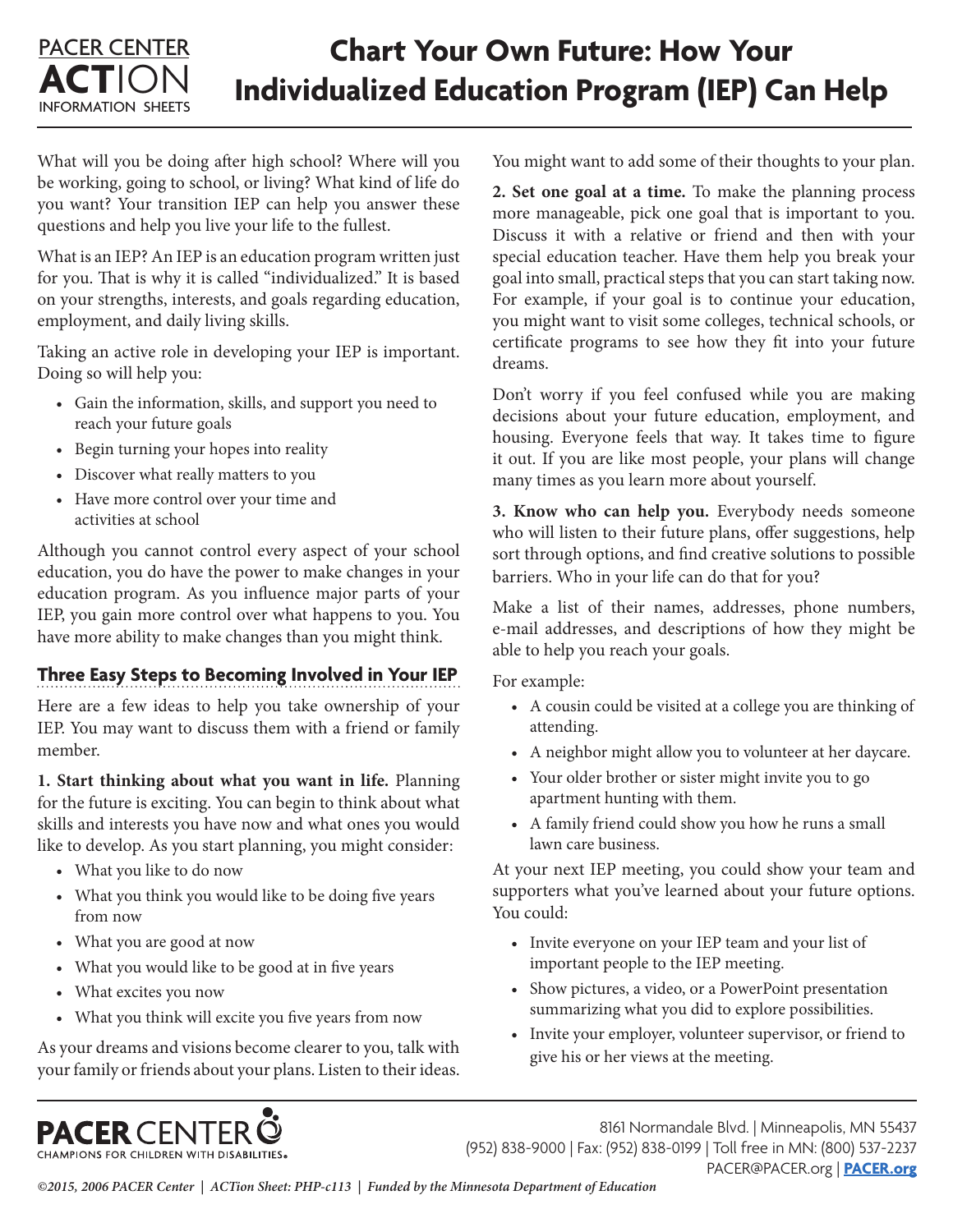# Chart Your Own Future: How Your Individualized Education Program (IEP) Can Help

What will you be doing after high school? Where will you be working, going to school, or living? What kind of life do you want? Your transition IEP can help you answer these questions and help you live your life to the fullest.

What is an IEP? An IEP is an education program written just for you. That is why it is called "individualized." It is based on your strengths, interests, and goals regarding education, employment, and daily living skills.

Taking an active role in developing your IEP is important. Doing so will help you:

- Gain the information, skills, and support you need to reach your future goals
- Begin turning your hopes into reality
- Discover what really matters to you
- Have more control over your time and activities at school

Although you cannot control every aspect of your school education, you do have the power to make changes in your education program. As you influence major parts of your IEP, you gain more control over what happens to you. You have more ability to make changes than you might think.

## Three Easy Steps to Becoming Involved in Your IEP

Here are a few ideas to help you take ownership of your IEP. You may want to discuss them with a friend or family member.

**1. Start thinking about what you want in life.** Planning for the future is exciting. You can begin to think about what skills and interests you have now and what ones you would like to develop. As you start planning, you might consider:

- What you like to do now
- What you think you would like to be doing five years from now
- What you are good at now
- What you would like to be good at in five years
- What excites you now
- What you think will excite you five years from now

As your dreams and visions become clearer to you, talk with your family or friends about your plans. Listen to their ideas. You might want to add some of their thoughts to your plan.

**2. Set one goal at a time.** To make the planning process more manageable, pick one goal that is important to you. Discuss it with a relative or friend and then with your special education teacher. Have them help you break your goal into small, practical steps that you can start taking now. For example, if your goal is to continue your education, you might want to visit some colleges, technical schools, or certificate programs to see how they fit into your future dreams.

Don't worry if you feel confused while you are making decisions about your future education, employment, and housing. Everyone feels that way. It takes time to figure it out. If you are like most people, your plans will change many times as you learn more about yourself.

**3. Know who can help you.** Everybody needs someone who will listen to their future plans, offer suggestions, help sort through options, and find creative solutions to possible barriers. Who in your life can do that for you?

Make a list of their names, addresses, phone numbers, e-mail addresses, and descriptions of how they might be able to help you reach your goals.

For example:

- A cousin could be visited at a college you are thinking of attending.
- A neighbor might allow you to volunteer at her daycare.
- Your older brother or sister might invite you to go apartment hunting with them.
- A family friend could show you how he runs a small lawn care business.

At your next IEP meeting, you could show your team and supporters what you've learned about your future options. You could:

- Invite everyone on your IEP team and your list of important people to the IEP meeting.
- Show pictures, a video, or a PowerPoint presentation summarizing what you did to explore possibilities.
- Invite your employer, volunteer supervisor, or friend to give his or her views at the meeting.

PACER CENTER — CHAMPIONS FOR CHILDREN WITH DISABILITIES

8161 Normandale Blvd. | Minneapolis, MN 55437
(952) 838-9000 | Fax: (952) 838-0199 | Toll free in MN: (800) 537-2237
PACER@PACER.org | **PACER.org**

*©2015, 2006 PACER Center | ACTion Sheet: PHP-c113 | Funded by the Minnesota Department of Education*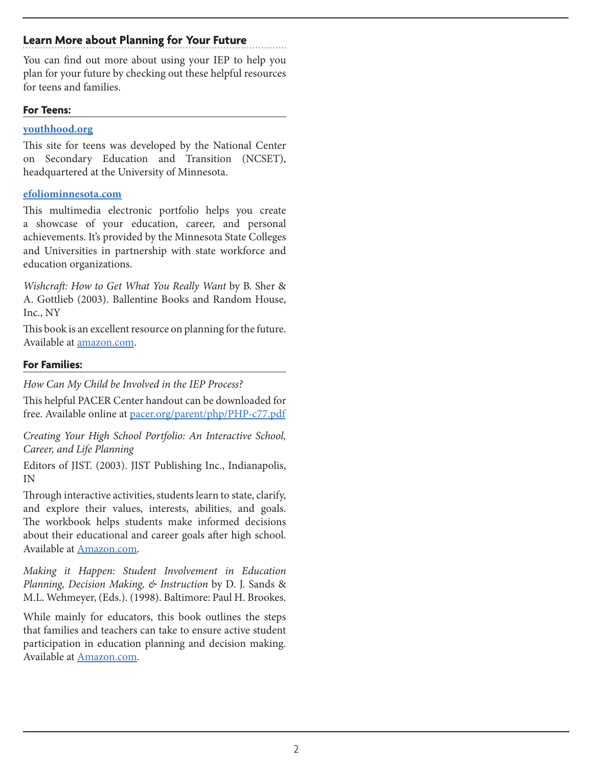## Learn More about Planning for Your Future

You can find out more about using your IEP to help you plan for your future by checking out these helpful resources for teens and families.

### For Teens:

**[youthhood.org](youthhood.org)**

This site for teens was developed by the National Center on Secondary Education and Transition (NCSET), headquartered at the University of Minnesota.

**[efoliominnesota.com](efoliominnesota.com)**

This multimedia electronic portfolio helps you create a showcase of your education, career, and personal achievements. It's provided by the Minnesota State Colleges and Universities in partnership with state workforce and education organizations.

*Wishcraft: How to Get What You Really Want* by B. Sher & A. Gottlieb (2003). Ballentine Books and Random House, Inc., NY

This book is an excellent resource on planning for the future. Available at [amazon.com](amazon.com).

### For Families:

*How Can My Child be Involved in the IEP Process?*

This helpful PACER Center handout can be downloaded for free. Available online at [pacer.org/parent/php/PHP-c77.pdf](pacer.org/parent/php/PHP-c77.pdf)

*Creating Your High School Portfolio: An Interactive School, Career, and Life Planning*

Editors of JIST. (2003). JIST Publishing Inc., Indianapolis, IN

Through interactive activities, students learn to state, clarify, and explore their values, interests, abilities, and goals. The workbook helps students make informed decisions about their educational and career goals after high school. Available at [Amazon.com](Amazon.com).

*Making it Happen: Student Involvement in Education Planning, Decision Making, & Instruction* by D. J. Sands & M.L. Wehmeyer, (Eds.). (1998). Baltimore: Paul H. Brookes.

While mainly for educators, this book outlines the steps that families and teachers can take to ensure active student participation in education planning and decision making. Available at [Amazon.com](Amazon.com).